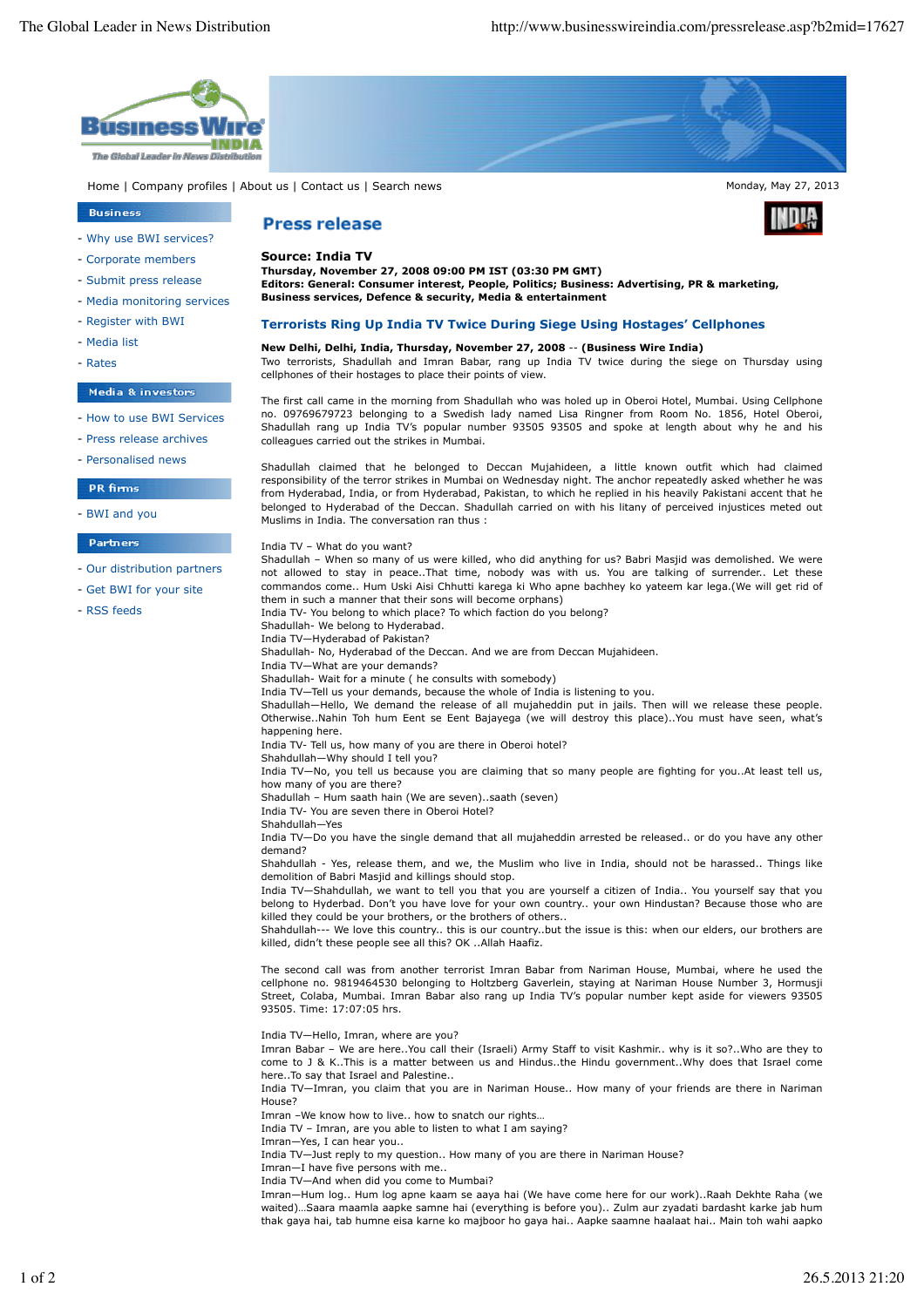Home | Company profiles | About us | Contact us | Search news

Monday, May 27, 2013

**Business**

- Why use BWI services?
- Corporate members
- Submit press release
- Media monitoring services
- Register with BWI
- Media list
- Rates

**Media & investors**

- How to use BWI Services
- Press release archives
- Personalised news

**PR firms**

- BWI and you

**Partners**

- Our distribution partners
- Get BWI for your site
- RSS feeds

## Press release

**Source: India TV**
**Thursday, November 27, 2008 09:00 PM IST (03:30 PM GMT)**
**Editors: General: Consumer interest, People, Politics; Business: Advertising, PR & marketing, Business services, Defence & security, Media & entertainment**

### Terrorists Ring Up India TV Twice During Siege Using Hostages' Cellphones

**New Delhi, Delhi, India, Thursday, November 27, 2008 -- (Business Wire India)**
Two terrorists, Shadullah and Imran Babar, rang up India TV twice during the siege on Thursday using cellphones of their hostages to place their points of view.

The first call came in the morning from Shadullah who was holed up in Oberoi Hotel, Mumbai. Using Cellphone no. 09769679723 belonging to a Swedish lady named Lisa Ringner from Room No. 1856, Hotel Oberoi, Shadullah rang up India TV's popular number 93505 93505 and spoke at length about why he and his colleagues carried out the strikes in Mumbai.

Shadullah claimed that he belonged to Deccan Mujahideen, a little known outfit which had claimed responsibility of the terror strikes in Mumbai on Wednesday night. The anchor repeatedly asked whether he was from Hyderabad, India, or from Hyderabad, Pakistan, to which he replied in his heavily Pakistani accent that he belonged to Hyderabad of the Deccan. Shadullah carried on with his litany of perceived injustices meted out Muslims in India. The conversation ran thus :

India TV – What do you want?
Shadullah – When so many of us were killed, who did anything for us? Babri Masjid was demolished. We were not allowed to stay in peace..That time, nobody was with us. You are talking of surrender.. Let these commandos come.. Hum Uski Aisi Chhutti karega ki Who apne bachhey ko yateem kar lega.(We will get rid of them in such a manner that their sons will become orphans)
India TV- You belong to which place? To which faction do you belong?
Shadullah- We belong to Hyderabad.
India TV—Hyderabad of Pakistan?
Shadullah- No, Hyderabad of the Deccan. And we are from Deccan Mujahideen.
India TV—What are your demands?
Shadullah- Wait for a minute ( he consults with somebody)
India TV—Tell us your demands, because the whole of India is listening to you.
Shadullah—Hello, We demand the release of all mujaheddin put in jails. Then will we release these people. Otherwise..Nahin Toh hum Eent se Eent Bajayega (we will destroy this place)..You must have seen, what's happening here.
India TV- Tell us, how many of you are there in Oberoi hotel?
Shahdullah—Why should I tell you?
India TV—No, you tell us because you are claiming that so many people are fighting for you..At least tell us, how many of you are there?
Shadullah – Hum saath hain (We are seven)..saath (seven)
India TV- You are seven there in Oberoi Hotel?
Shahdullah—Yes
India TV—Do you have the single demand that all mujaheddin arrested be released.. or do you have any other demand?
Shahdullah - Yes, release them, and we, the Muslim who live in India, should not be harassed.. Things like demolition of Babri Masjid and killings should stop.
India TV—Shahdullah, we want to tell you that you are yourself a citizen of India.. You yourself say that you belong to Hyderbad. Don't you have love for your own country.. your own Hindustan? Because those who are killed they could be your brothers, or the brothers of others..
Shahdullah--- We love this country.. this is our country..but the issue is this: when our elders, our brothers are killed, didn't these people see all this? OK ..Allah Haafiz.

The second call was from another terrorist Imran Babar from Nariman House, Mumbai, where he used the cellphone no. 9819464530 belonging to Holtzberg Gaverlein, staying at Nariman House Number 3, Hormusji Street, Colaba, Mumbai. Imran Babar also rang up India TV's popular number kept aside for viewers 93505 93505. Time: 17:07:05 hrs.

India TV—Hello, Imran, where are you?
Imran Babar – We are here..You call their (Israeli) Army Staff to visit Kashmir.. why is it so?..Who are they to come to J & K..This is a matter between us and Hindus..the Hindu government..Why does that Israel come here..To say that Israel and Palestine..
India TV—Imran, you claim that you are in Nariman House.. How many of your friends are there in Nariman House?
Imran –We know how to live.. how to snatch our rights…
India TV – Imran, are you able to listen to what I am saying?
Imran—Yes, I can hear you..
India TV—Just reply to my question.. How many of you are there in Nariman House?
Imran—I have five persons with me..
India TV—And when did you come to Mumbai?
Imran—Hum log.. Hum log apne kaam se aaya hai (We have come here for our work)..Raah Dekhte Raha (we waited)…Saara maamla aapke samne hai (everything is before you).. Zulm aur zyadati bardasht karke jab hum thak gaya hai, tab humne eisa karne ko majboor ho gaya hai.. Aapke saamne haalaat hai.. Main toh wahi aapko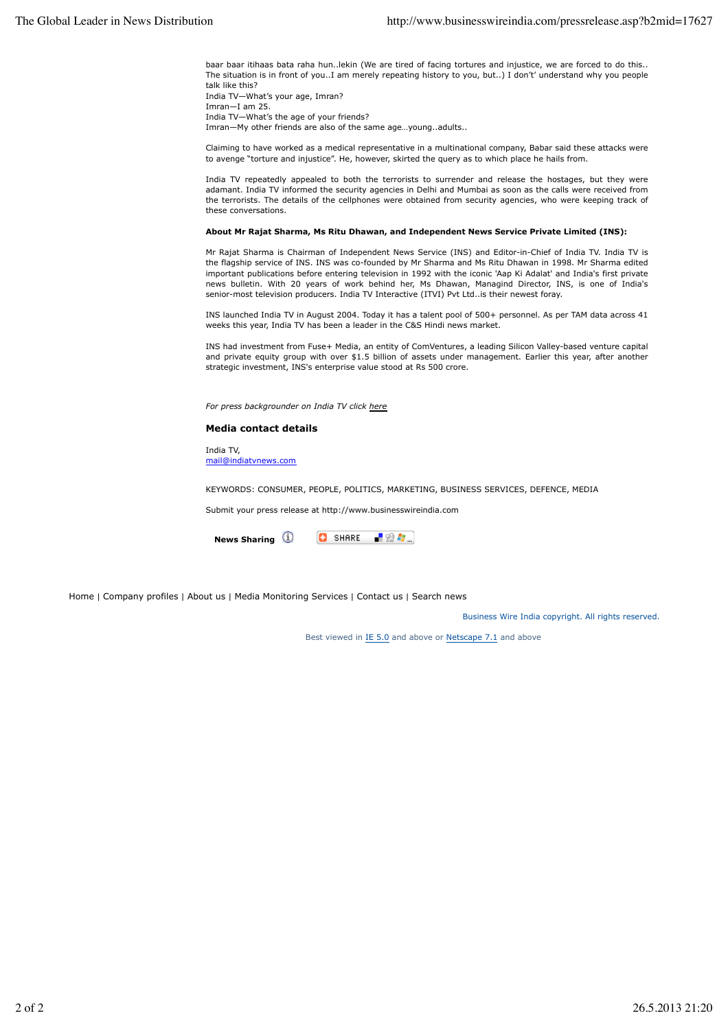baar baar itihaas bata raha hun..lekin (We are tired of facing tortures and injustice, we are forced to do this.. The situation is in front of you..I am merely repeating history to you, but..) I don't' understand why you people talk like this?
India TV—What's your age, Imran?
Imran—I am 25.
India TV—What's the age of your friends?
Imran—My other friends are also of the same age…young..adults..

Claiming to have worked as a medical representative in a multinational company, Babar said these attacks were to avenge "torture and injustice". He, however, skirted the query as to which place he hails from.

India TV repeatedly appealed to both the terrorists to surrender and release the hostages, but they were adamant. India TV informed the security agencies in Delhi and Mumbai as soon as the calls were received from the terrorists. The details of the cellphones were obtained from security agencies, who were keeping track of these conversations.

**About Mr Rajat Sharma, Ms Ritu Dhawan, and Independent News Service Private Limited (INS):**

Mr Rajat Sharma is Chairman of Independent News Service (INS) and Editor-in-Chief of India TV. India TV is the flagship service of INS. INS was co-founded by Mr Sharma and Ms Ritu Dhawan in 1998. Mr Sharma edited important publications before entering television in 1992 with the iconic 'Aap Ki Adalat' and India's first private news bulletin. With 20 years of work behind her, Ms Dhawan, Managind Director, INS, is one of India's senior-most television producers. India TV Interactive (ITVI) Pvt Ltd..is their newest foray.

INS launched India TV in August 2004. Today it has a talent pool of 500+ personnel. As per TAM data across 41 weeks this year, India TV has been a leader in the C&S Hindi news market.

INS had investment from Fuse+ Media, an entity of ComVentures, a leading Silicon Valley-based venture capital and private equity group with over $1.5 billion of assets under management. Earlier this year, after another strategic investment, INS's enterprise value stood at Rs 500 crore.

*For press backgrounder on India TV click here*

### Media contact details

India TV,
mail@indiatvnews.com

KEYWORDS: CONSUMER, PEOPLE, POLITICS, MARKETING, BUSINESS SERVICES, DEFENCE, MEDIA

Submit your press release at http://www.businesswireindia.com

**News Sharing** SHARE

Home | Company profiles | About us | Media Monitoring Services | Contact us | Search news

Business Wire India copyright. All rights reserved.

Best viewed in IE 5.0 and above or Netscape 7.1 and above